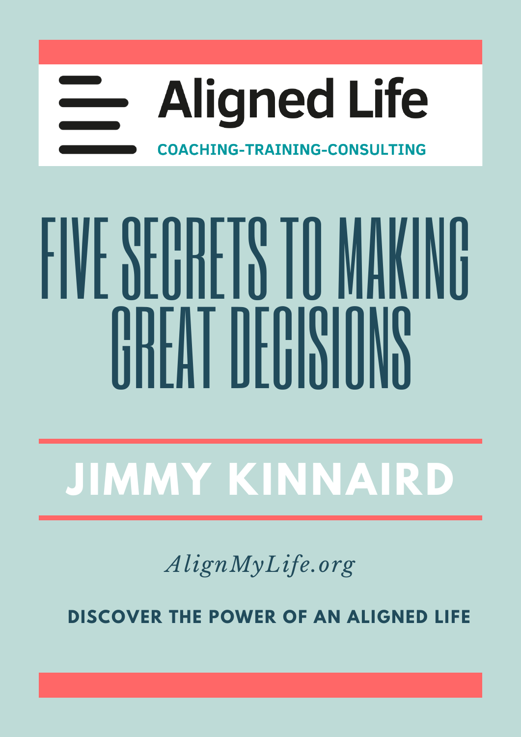Aligned Life

COACHING-TRAINING-CONSULTING

# FIVE SECRETS TO MAKING GREAT DECISIONS

## JIMMY KINNAIRD

*AlignMyLife.org*

**DISCOVER THE POWER OF AN ALIGNED LIFE**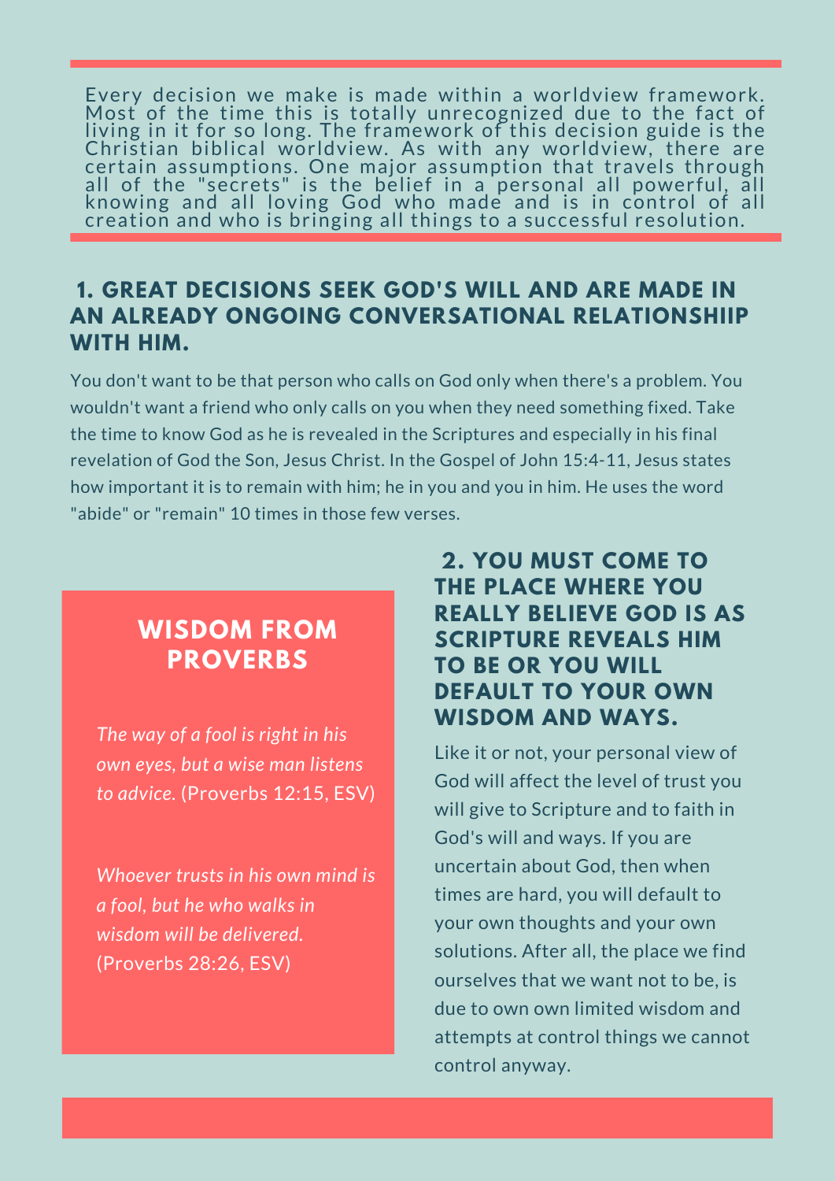Every decision we make is made within a worldview framework. Most of the time this is totally unrecognized due to the fact of living in it for so long. The framework of this decision guide is the Christian biblical worldview. As with any worldview, there are certain assumptions. One major assumption that travels through all of the "secrets" is the belief in a personal all powerful, all knowing and all loving God who made and is in control of all creation and who is bringing all things to a successful resolution.

## 1. GREAT DECISIONS SEEK GOD'S WILL AND ARE MADE IN AN ALREADY ONGOING CONVERSATIONAL RELATIONSHIIP WITH HIM.

You don't want to be that person who calls on God only when there's a problem. You wouldn't want a friend who only calls on you when they need something fixed. Take the time to know God as he is revealed in the Scriptures and especially in his final revelation of God the Son, Jesus Christ. In the Gospel of John 15:4-11, Jesus states how important it is to remain with him; he in you and you in him. He uses the word "abide" or "remain" 10 times in those few verses.

## WISDOM FROM PROVERBS

*The way of a fool is right in his own eyes, but a wise man listens to advice.* (Proverbs 12:15, ESV)

*Whoever trusts in his own mind is a fool, but he who walks in wisdom will be delivered.* (Proverbs 28:26, ESV)

## 2. YOU MUST COME TO THE PLACE WHERE YOU REALLY BELIEVE GOD IS AS SCRIPTURE REVEALS HIM TO BE OR YOU WILL DEFAULT TO YOUR OWN WISDOM AND WAYS.

Like it or not, your personal view of God will affect the level of trust you will give to Scripture and to faith in God's will and ways. If you are uncertain about God, then when times are hard, you will default to your own thoughts and your own solutions. After all, the place we find ourselves that we want not to be, is due to own own limited wisdom and attempts at control things we cannot control anyway.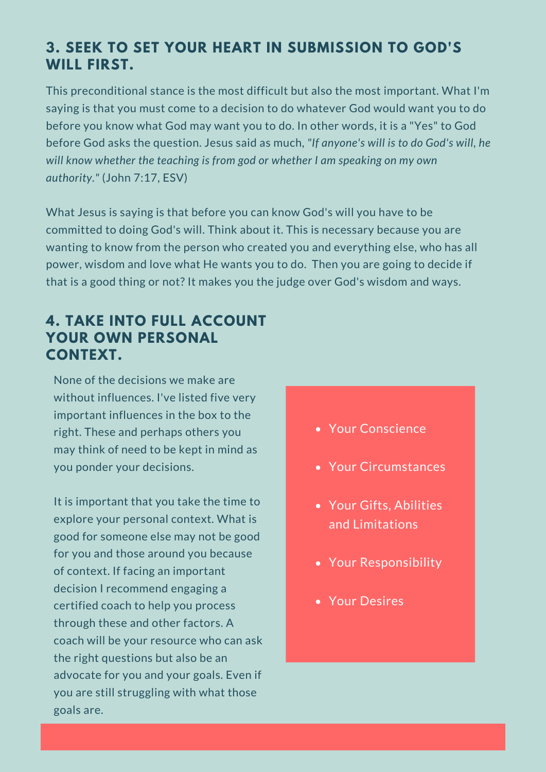## 3. SEEK TO SET YOUR HEART IN SUBMISSION TO GOD'S WILL FIRST.

This preconditional stance is the most difficult but also the most important. What I'm saying is that you must come to a decision to do whatever God would want you to do before you know what God may want you to do. In other words, it is a "Yes" to God before God asks the question. Jesus said as much, *"If anyone's will is to do God's will, he will know whether the teaching is from god or whether I am speaking on my own authority."* (John 7:17, ESV)

What Jesus is saying is that before you can know God's will you have to be committed to doing God's will. Think about it. This is necessary because you are wanting to know from the person who created you and everything else, who has all power, wisdom and love what He wants you to do. Then you are going to decide if that is a good thing or not? It makes you the judge over God's wisdom and ways.

## 4. TAKE INTO FULL ACCOUNT YOUR OWN PERSONAL CONTEXT.

None of the decisions we make are without influences. I've listed five very important influences in the box to the right. These and perhaps others you may think of need to be kept in mind as you ponder your decisions.

It is important that you take the time to explore your personal context. What is good for someone else may not be good for you and those around you because of context. If facing an important decision I recommend engaging a certified coach to help you process through these and other factors. A coach will be your resource who can ask the right questions but also be an advocate for you and your goals. Even if you are still struggling with what those goals are.

- Your Conscience
- Your Circumstances
- Your Gifts, Abilities and Limitations
- Your Responsibility
- Your Desires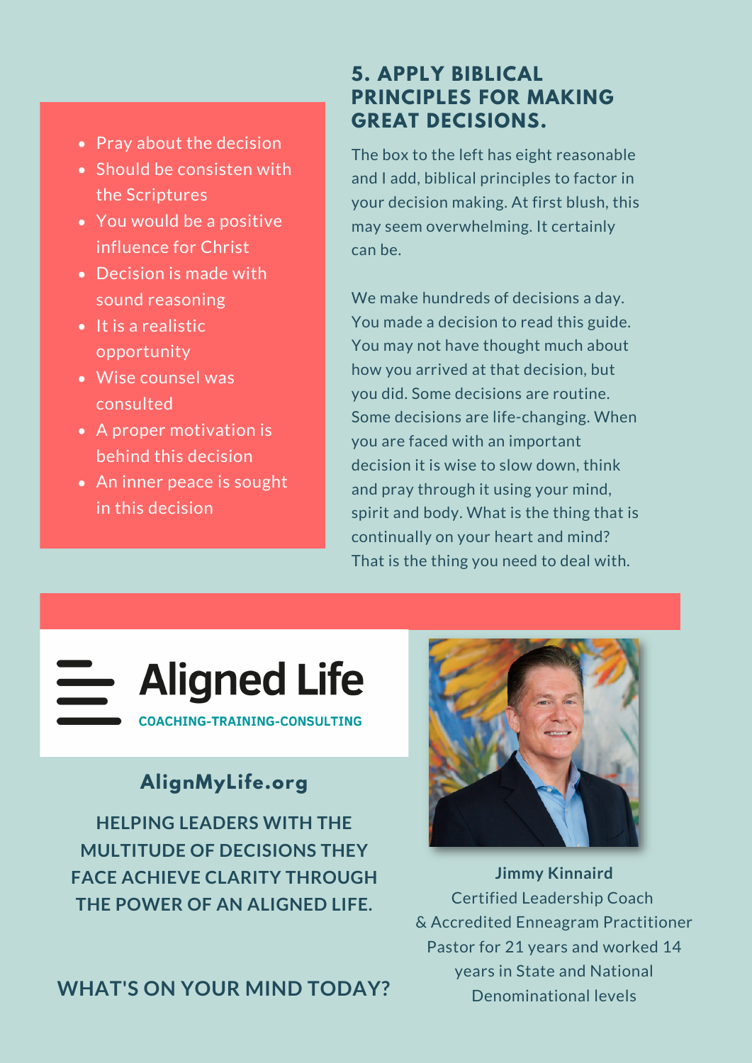## 5. APPLY BIBLICAL PRINCIPLES FOR MAKING GREAT DECISIONS.

- Pray about the decision
- Should be consisten with the Scriptures
- You would be a positive influence for Christ
- Decision is made with sound reasoning
- It is a realistic opportunity
- Wise counsel was consulted
- A proper motivation is behind this decision
- An inner peace is sought in this decision

The box to the left has eight reasonable and I add, biblical principles to factor in your decision making. At first blush, this may seem overwhelming. It certainly can be.

We make hundreds of decisions a day. You made a decision to read this guide. You may not have thought much about how you arrived at that decision, but you did. Some decisions are routine. Some decisions are life-changing. When you are faced with an important decision it is wise to slow down, think and pray through it using your mind, spirit and body. What is the thing that is continually on your heart and mind? That is the thing you need to deal with.

**Aligned Life**

COACHING-TRAINING-CONSULTING

**AlignMyLife.org**

HELPING LEADERS WITH THE MULTITUDE OF DECISIONS THEY FACE ACHIEVE CLARITY THROUGH THE POWER OF AN ALIGNED LIFE.

**Jimmy Kinnaird**
Certified Leadership Coach
& Accredited Enneagram Practitioner
Pastor for 21 years and worked 14 years in State and National Denominational levels

WHAT'S ON YOUR MIND TODAY?